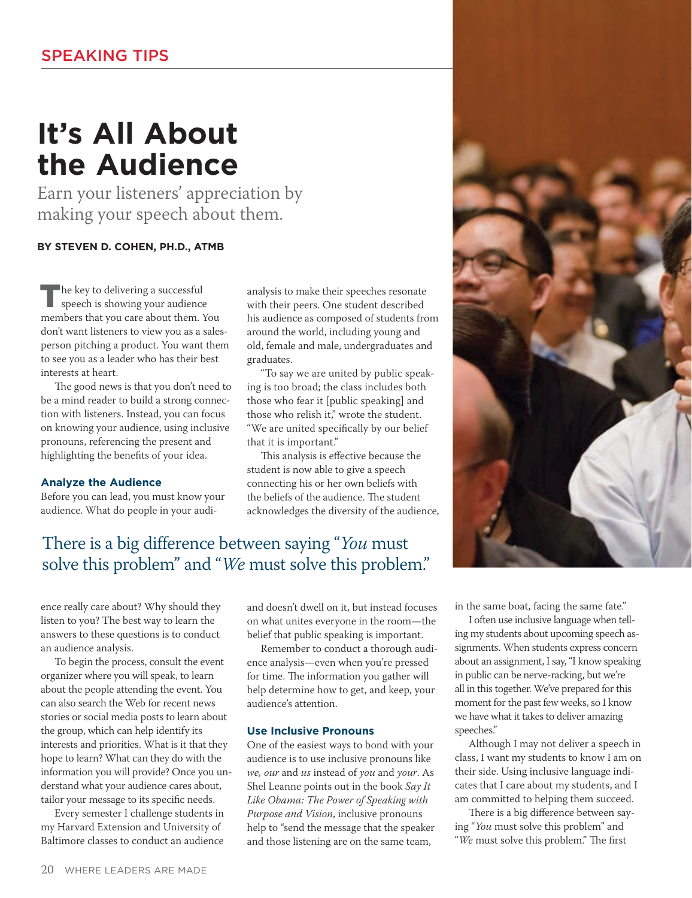SPEAKING TIPS

# It's All About the Audience

Earn your listeners' appreciation by making your speech about them.

**BY STEVEN D. COHEN, PH.D., ATMB**

The key to delivering a successful speech is showing your audience members that you care about them. You don't want listeners to view you as a salesperson pitching a product. You want them to see you as a leader who has their best interests at heart.

The good news is that you don't need to be a mind reader to build a strong connection with listeners. Instead, you can focus on knowing your audience, using inclusive pronouns, referencing the present and highlighting the benefits of your idea.

### Analyze the Audience

Before you can lead, you must know your audience. What do people in your audience really care about? Why should they listen to you? The best way to learn the answers to these questions is to conduct an audience analysis.

To begin the process, consult the event organizer where you will speak, to learn about the people attending the event. You can also search the Web for recent news stories or social media posts to learn about the group, which can help identify its interests and priorities. What is it that they hope to learn? What can they do with the information you will provide? Once you understand what your audience cares about, tailor your message to its specific needs.

Every semester I challenge students in my Harvard Extension and University of Baltimore classes to conduct an audience analysis to make their speeches resonate with their peers. One student described his audience as composed of students from around the world, including young and old, female and male, undergraduates and graduates.

"To say we are united by public speaking is too broad; the class includes both those who fear it [public speaking] and those who relish it," wrote the student. "We are united specifically by our belief that it is important."

This analysis is effective because the student is now able to give a speech connecting his or her own beliefs with the beliefs of the audience. The student acknowledges the diversity of the audience, and doesn't dwell on it, but instead focuses on what unites everyone in the room—the belief that public speaking is important.

Remember to conduct a thorough audience analysis—even when you're pressed for time. The information you gather will help determine how to get, and keep, your audience's attention.

> There is a big difference between saying "*You* must solve this problem" and "*We* must solve this problem."

### Use Inclusive Pronouns

One of the easiest ways to bond with your audience is to use inclusive pronouns like *we, our* and *us* instead of *you* and *your*. As Shel Leanne points out in the book *Say It Like Obama: The Power of Speaking with Purpose and Vision*, inclusive pronouns help to "send the message that the speaker and those listening are on the same team, in the same boat, facing the same fate."

I often use inclusive language when telling my students about upcoming speech assignments. When students express concern about an assignment, I say, "I know speaking in public can be nerve-racking, but we're all in this together. We've prepared for this moment for the past few weeks, so I know we have what it takes to deliver amazing speeches."

Although I may not deliver a speech in class, I want my students to know I am on their side. Using inclusive language indicates that I care about my students, and I am committed to helping them succeed.

There is a big difference between saying "*You* must solve this problem" and "*We* must solve this problem." The first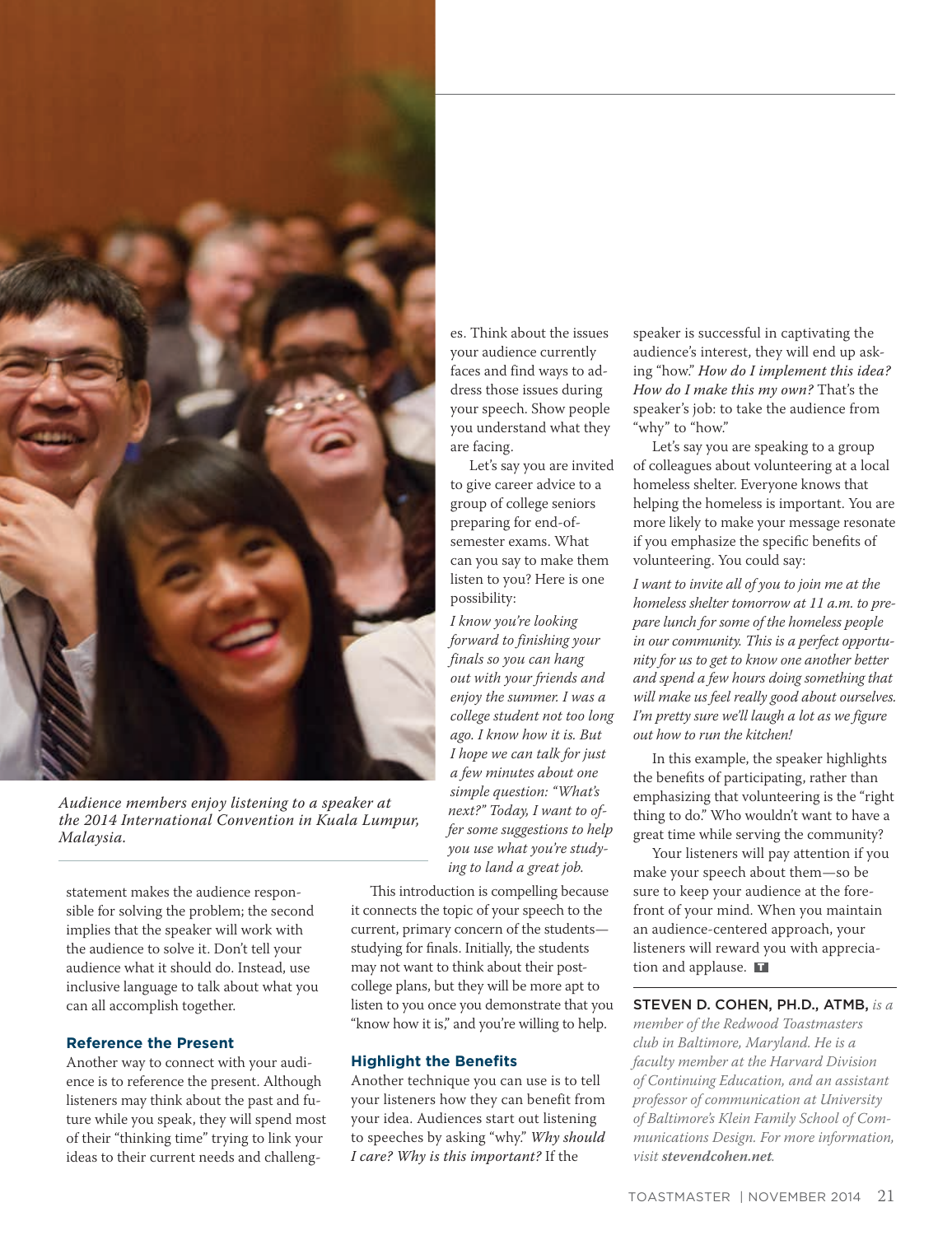Audience members enjoy listening to a speaker at the 2014 International Convention in Kuala Lumpur, Malaysia.

statement makes the audience responsible for solving the problem; the second implies that the speaker will work with the audience to solve it. Don't tell your audience what it should do. Instead, use inclusive language to talk about what you can all accomplish together.

### Reference the Present

Another way to connect with your audience is to reference the present. Although listeners may think about the past and future while you speak, they will spend most of their "thinking time" trying to link your ideas to their current needs and challenges. Think about the issues your audience currently faces and find ways to address those issues during your speech. Show people you understand what they are facing.

Let's say you are invited to give career advice to a group of college seniors preparing for end-of-semester exams. What can you say to make them listen to you? Here is one possibility:

*I know you're looking forward to finishing your finals so you can hang out with your friends and enjoy the summer. I was a college student not too long ago. I know how it is. But I hope we can talk for just a few minutes about one simple question: "What's next?" Today, I want to offer some suggestions to help you use what you're studying to land a great job.*

This introduction is compelling because it connects the topic of your speech to the current, primary concern of the students—studying for finals. Initially, the students may not want to think about their post-college plans, but they will be more apt to listen to you once you demonstrate that you "know how it is," and you're willing to help.

### Highlight the Benefits

Another technique you can use is to tell your listeners how they can benefit from your idea. Audiences start out listening to speeches by asking "why." *Why should I care? Why is this important?* If the speaker is successful in captivating the audience's interest, they will end up asking "how." *How do I implement this idea? How do I make this my own?* That's the speaker's job: to take the audience from "why" to "how."

Let's say you are speaking to a group of colleagues about volunteering at a local homeless shelter. Everyone knows that helping the homeless is important. You are more likely to make your message resonate if you emphasize the specific benefits of volunteering. You could say:

*I want to invite all of you to join me at the homeless shelter tomorrow at 11 a.m. to prepare lunch for some of the homeless people in our community. This is a perfect opportunity for us to get to know one another better and spend a few hours doing something that will make us feel really good about ourselves. I'm pretty sure we'll laugh a lot as we figure out how to run the kitchen!*

In this example, the speaker highlights the benefits of participating, rather than emphasizing that volunteering is the "right thing to do." Who wouldn't want to have a great time while serving the community?

Your listeners will pay attention if you make your speech about them—so be sure to keep your audience at the forefront of your mind. When you maintain an audience-centered approach, your listeners will reward you with appreciation and applause.

**STEVEN D. COHEN, PH.D., ATMB,** *is a member of the Redwood Toastmasters club in Baltimore, Maryland. He is a faculty member at the Harvard Division of Continuing Education, and an assistant professor of communication at University of Baltimore's Klein Family School of Communications Design. For more information, visit* ***stevendcohen.net****.*